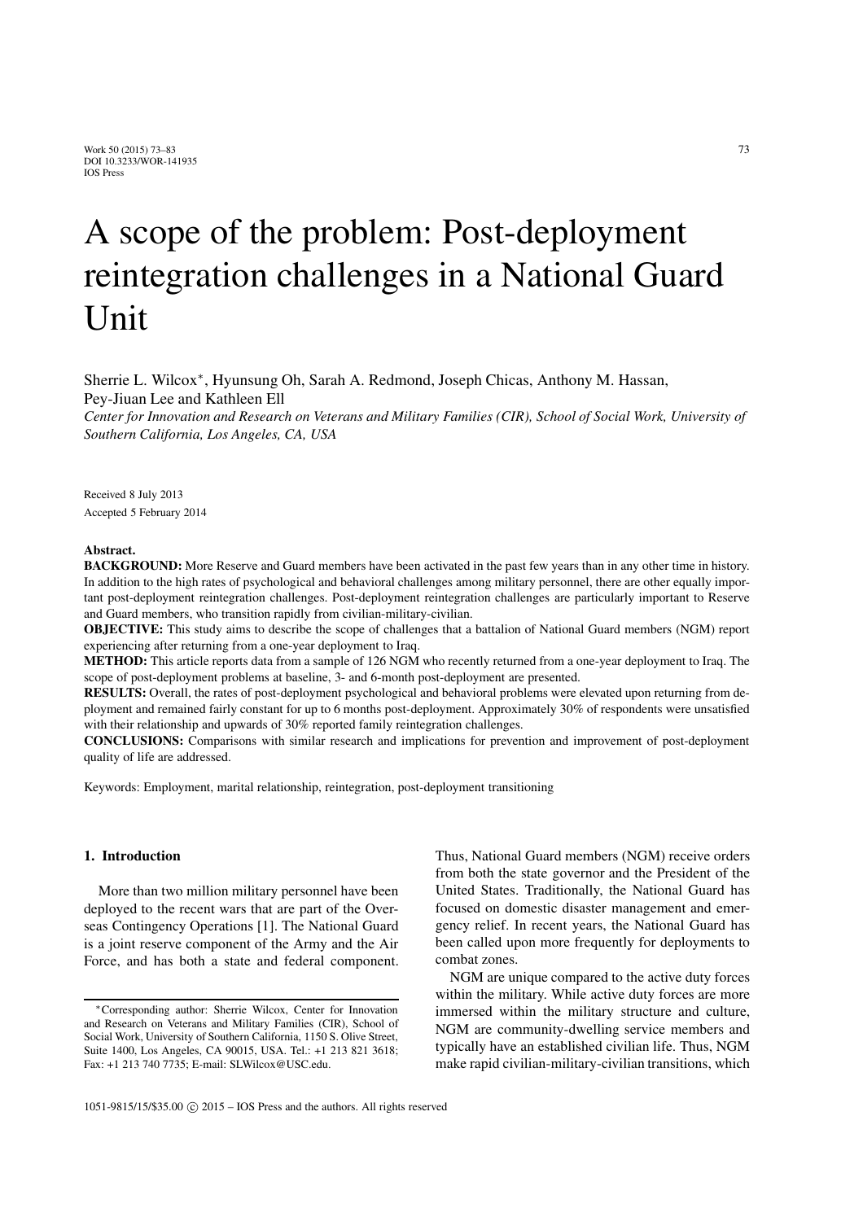# A scope of the problem: Post-deployment reintegration challenges in a National Guard Unit

Sherrie L. Wilcox*, Hyunsung Oh, Sarah A. Redmond, Joseph Chicas, Anthony M. Hassan, Pey-Jiuan Lee and Kathleen Ell

*Center for Innovation and Research on Veterans and Military Families (CIR), School of Social Work, University of Southern California, Los Angeles, CA, USA*

Received 8 July 2013
Accepted 5 February 2014

**Abstract.**

**BACKGROUND:** More Reserve and Guard members have been activated in the past few years than in any other time in history. In addition to the high rates of psychological and behavioral challenges among military personnel, there are other equally important post-deployment reintegration challenges. Post-deployment reintegration challenges are particularly important to Reserve and Guard members, who transition rapidly from civilian-military-civilian.

**OBJECTIVE:** This study aims to describe the scope of challenges that a battalion of National Guard members (NGM) report experiencing after returning from a one-year deployment to Iraq.

**METHOD:** This article reports data from a sample of 126 NGM who recently returned from a one-year deployment to Iraq. The scope of post-deployment problems at baseline, 3- and 6-month post-deployment are presented.

**RESULTS:** Overall, the rates of post-deployment psychological and behavioral problems were elevated upon returning from deployment and remained fairly constant for up to 6 months post-deployment. Approximately 30% of respondents were unsatisfied with their relationship and upwards of 30% reported family reintegration challenges.

**CONCLUSIONS:** Comparisons with similar research and implications for prevention and improvement of post-deployment quality of life are addressed.

Keywords: Employment, marital relationship, reintegration, post-deployment transitioning

## 1. Introduction

More than two million military personnel have been deployed to the recent wars that are part of the Overseas Contingency Operations [1]. The National Guard is a joint reserve component of the Army and the Air Force, and has both a state and federal component. Thus, National Guard members (NGM) receive orders from both the state governor and the President of the United States. Traditionally, the National Guard has focused on domestic disaster management and emergency relief. In recent years, the National Guard has been called upon more frequently for deployments to combat zones.

NGM are unique compared to the active duty forces within the military. While active duty forces are more immersed within the military structure and culture, NGM are community-dwelling service members and typically have an established civilian life. Thus, NGM make rapid civilian-military-civilian transitions, which

*Corresponding author: Sherrie Wilcox, Center for Innovation and Research on Veterans and Military Families (CIR), School of Social Work, University of Southern California, 1150 S. Olive Street, Suite 1400, Los Angeles, CA 90015, USA. Tel.: +1 213 821 3618; Fax: +1 213 740 7735; E-mail: SLWilcox@USC.edu.

1051-9815/15/$35.00 © 2015 – IOS Press and the authors. All rights reserved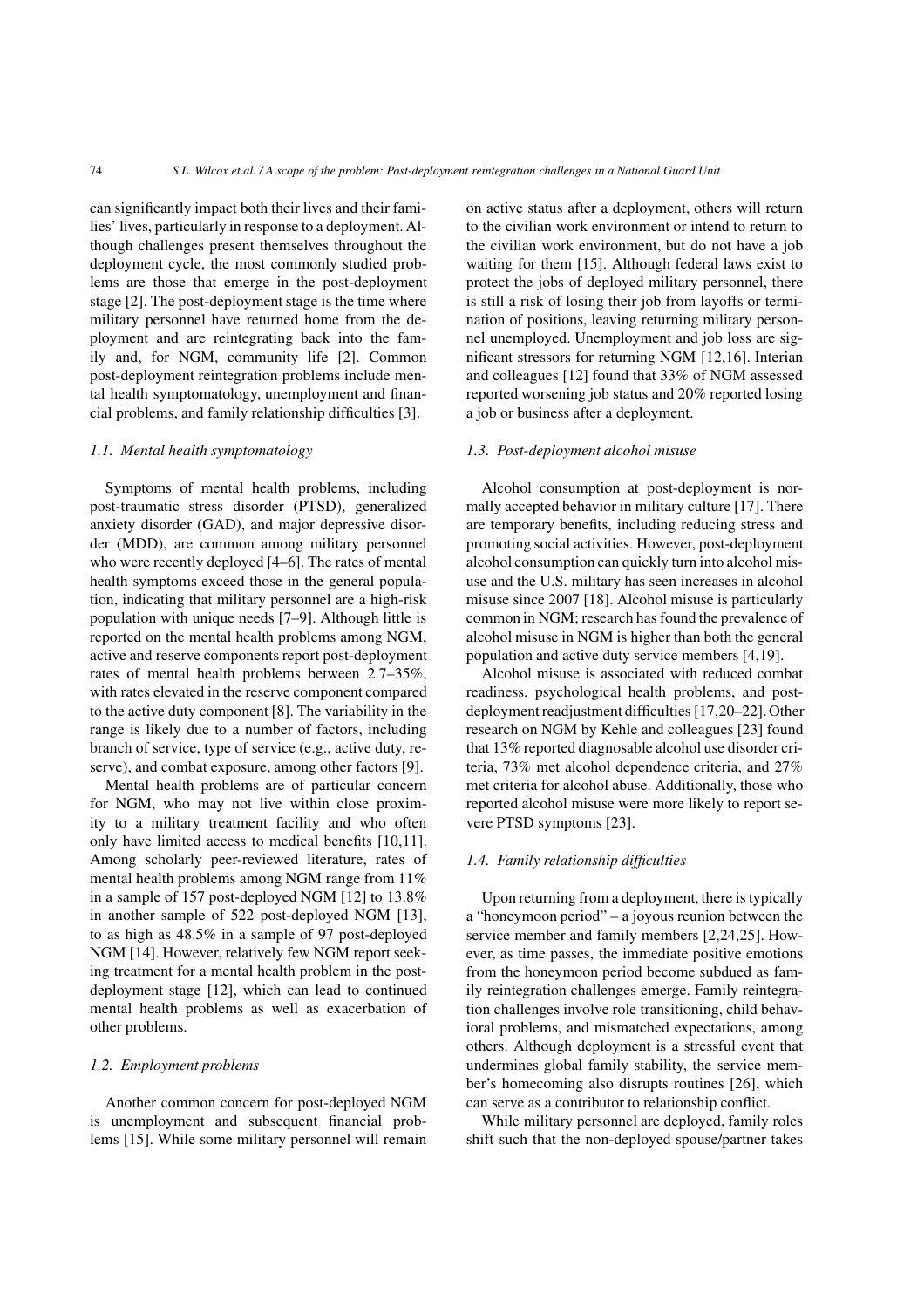can significantly impact both their lives and their families' lives, particularly in response to a deployment. Although challenges present themselves throughout the deployment cycle, the most commonly studied problems are those that emerge in the post-deployment stage [2]. The post-deployment stage is the time where military personnel have returned home from the deployment and are reintegrating back into the family and, for NGM, community life [2]. Common post-deployment reintegration problems include mental health symptomatology, unemployment and financial problems, and family relationship difficulties [3].

### *1.1. Mental health symptomatology*

Symptoms of mental health problems, including post-traumatic stress disorder (PTSD), generalized anxiety disorder (GAD), and major depressive disorder (MDD), are common among military personnel who were recently deployed [4–6]. The rates of mental health symptoms exceed those in the general population, indicating that military personnel are a high-risk population with unique needs [7–9]. Although little is reported on the mental health problems among NGM, active and reserve components report post-deployment rates of mental health problems between 2.7–35%, with rates elevated in the reserve component compared to the active duty component [8]. The variability in the range is likely due to a number of factors, including branch of service, type of service (e.g., active duty, reserve), and combat exposure, among other factors [9].

Mental health problems are of particular concern for NGM, who may not live within close proximity to a military treatment facility and who often only have limited access to medical benefits [10,11]. Among scholarly peer-reviewed literature, rates of mental health problems among NGM range from 11% in a sample of 157 post-deployed NGM [12] to 13.8% in another sample of 522 post-deployed NGM [13], to as high as 48.5% in a sample of 97 post-deployed NGM [14]. However, relatively few NGM report seeking treatment for a mental health problem in the post-deployment stage [12], which can lead to continued mental health problems as well as exacerbation of other problems.

### *1.2. Employment problems*

Another common concern for post-deployed NGM is unemployment and subsequent financial problems [15]. While some military personnel will remain on active status after a deployment, others will return to the civilian work environment or intend to return to the civilian work environment, but do not have a job waiting for them [15]. Although federal laws exist to protect the jobs of deployed military personnel, there is still a risk of losing their job from layoffs or termination of positions, leaving returning military personnel unemployed. Unemployment and job loss are significant stressors for returning NGM [12,16]. Interian and colleagues [12] found that 33% of NGM assessed reported worsening job status and 20% reported losing a job or business after a deployment.

### *1.3. Post-deployment alcohol misuse*

Alcohol consumption at post-deployment is normally accepted behavior in military culture [17]. There are temporary benefits, including reducing stress and promoting social activities. However, post-deployment alcohol consumption can quickly turn into alcohol misuse and the U.S. military has seen increases in alcohol misuse since 2007 [18]. Alcohol misuse is particularly common in NGM; research has found the prevalence of alcohol misuse in NGM is higher than both the general population and active duty service members [4,19].

Alcohol misuse is associated with reduced combat readiness, psychological health problems, and post-deployment readjustment difficulties [17,20–22]. Other research on NGM by Kehle and colleagues [23] found that 13% reported diagnosable alcohol use disorder criteria, 73% met alcohol dependence criteria, and 27% met criteria for alcohol abuse. Additionally, those who reported alcohol misuse were more likely to report severe PTSD symptoms [23].

### *1.4. Family relationship difficulties*

Upon returning from a deployment, there is typically a "honeymoon period" – a joyous reunion between the service member and family members [2,24,25]. However, as time passes, the immediate positive emotions from the honeymoon period become subdued as family reintegration challenges emerge. Family reintegration challenges involve role transitioning, child behavioral problems, and mismatched expectations, among others. Although deployment is a stressful event that undermines global family stability, the service member's homecoming also disrupts routines [26], which can serve as a contributor to relationship conflict.

While military personnel are deployed, family roles shift such that the non-deployed spouse/partner takes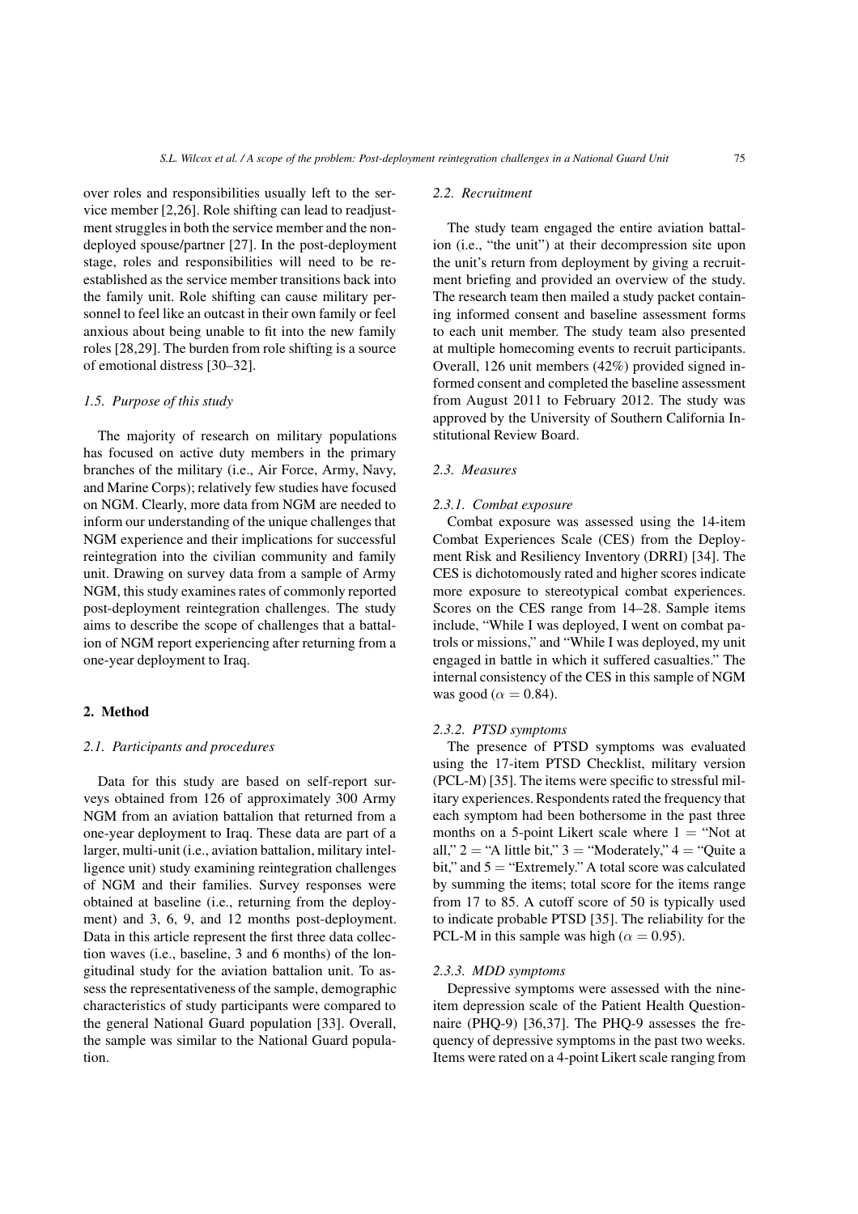over roles and responsibilities usually left to the service member [2,26]. Role shifting can lead to readjustment struggles in both the service member and the non-deployed spouse/partner [27]. In the post-deployment stage, roles and responsibilities will need to be re-established as the service member transitions back into the family unit. Role shifting can cause military personnel to feel like an outcast in their own family or feel anxious about being unable to fit into the new family roles [28,29]. The burden from role shifting is a source of emotional distress [30–32].

### *1.5. Purpose of this study*

The majority of research on military populations has focused on active duty members in the primary branches of the military (i.e., Air Force, Army, Navy, and Marine Corps); relatively few studies have focused on NGM. Clearly, more data from NGM are needed to inform our understanding of the unique challenges that NGM experience and their implications for successful reintegration into the civilian community and family unit. Drawing on survey data from a sample of Army NGM, this study examines rates of commonly reported post-deployment reintegration challenges. The study aims to describe the scope of challenges that a battalion of NGM report experiencing after returning from a one-year deployment to Iraq.

## 2. Method

### *2.1. Participants and procedures*

Data for this study are based on self-report surveys obtained from 126 of approximately 300 Army NGM from an aviation battalion that returned from a one-year deployment to Iraq. These data are part of a larger, multi-unit (i.e., aviation battalion, military intelligence unit) study examining reintegration challenges of NGM and their families. Survey responses were obtained at baseline (i.e., returning from the deployment) and 3, 6, 9, and 12 months post-deployment. Data in this article represent the first three data collection waves (i.e., baseline, 3 and 6 months) of the longitudinal study for the aviation battalion unit. To assess the representativeness of the sample, demographic characteristics of study participants were compared to the general National Guard population [33]. Overall, the sample was similar to the National Guard population.

### *2.2. Recruitment*

The study team engaged the entire aviation battalion (i.e., "the unit") at their decompression site upon the unit's return from deployment by giving a recruitment briefing and provided an overview of the study. The research team then mailed a study packet containing informed consent and baseline assessment forms to each unit member. The study team also presented at multiple homecoming events to recruit participants. Overall, 126 unit members (42%) provided signed informed consent and completed the baseline assessment from August 2011 to February 2012. The study was approved by the University of Southern California Institutional Review Board.

### *2.3. Measures*

#### *2.3.1. Combat exposure*

Combat exposure was assessed using the 14-item Combat Experiences Scale (CES) from the Deployment Risk and Resiliency Inventory (DRRI) [34]. The CES is dichotomously rated and higher scores indicate more exposure to stereotypical combat experiences. Scores on the CES range from 14–28. Sample items include, "While I was deployed, I went on combat patrols or missions," and "While I was deployed, my unit engaged in battle in which it suffered casualties." The internal consistency of the CES in this sample of NGM was good ($\alpha = 0.84$).

#### *2.3.2. PTSD symptoms*

The presence of PTSD symptoms was evaluated using the 17-item PTSD Checklist, military version (PCL-M) [35]. The items were specific to stressful military experiences. Respondents rated the frequency that each symptom had been bothersome in the past three months on a 5-point Likert scale where 1 = "Not at all," 2 = "A little bit," 3 = "Moderately," 4 = "Quite a bit," and 5 = "Extremely." A total score was calculated by summing the items; total score for the items range from 17 to 85. A cutoff score of 50 is typically used to indicate probable PTSD [35]. The reliability for the PCL-M in this sample was high ($\alpha = 0.95$).

#### *2.3.3. MDD symptoms*

Depressive symptoms were assessed with the nine-item depression scale of the Patient Health Questionnaire (PHQ-9) [36,37]. The PHQ-9 assesses the frequency of depressive symptoms in the past two weeks. Items were rated on a 4-point Likert scale ranging from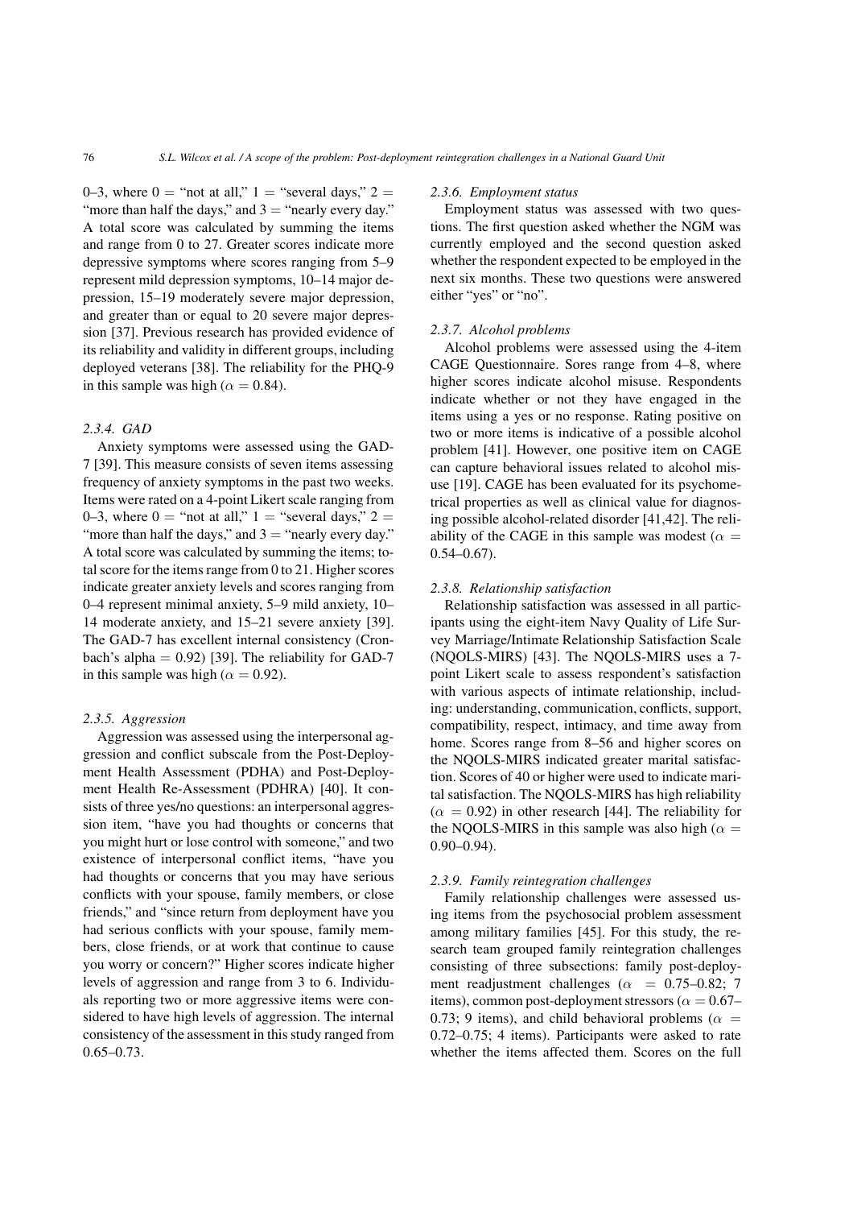0–3, where 0 = "not at all," 1 = "several days," 2 = "more than half the days," and 3 = "nearly every day." A total score was calculated by summing the items and range from 0 to 27. Greater scores indicate more depressive symptoms where scores ranging from 5–9 represent mild depression symptoms, 10–14 major depression, 15–19 moderately severe major depression, and greater than or equal to 20 severe major depression [37]. Previous research has provided evidence of its reliability and validity in different groups, including deployed veterans [38]. The reliability for the PHQ-9 in this sample was high ($\alpha = 0.84$).

#### *2.3.4. GAD*

Anxiety symptoms were assessed using the GAD-7 [39]. This measure consists of seven items assessing frequency of anxiety symptoms in the past two weeks. Items were rated on a 4-point Likert scale ranging from 0–3, where 0 = "not at all," 1 = "several days," 2 = "more than half the days," and 3 = "nearly every day." A total score was calculated by summing the items; total score for the items range from 0 to 21. Higher scores indicate greater anxiety levels and scores ranging from 0–4 represent minimal anxiety, 5–9 mild anxiety, 10–14 moderate anxiety, and 15–21 severe anxiety [39]. The GAD-7 has excellent internal consistency (Cronbach's alpha = 0.92) [39]. The reliability for GAD-7 in this sample was high ($\alpha = 0.92$).

#### *2.3.5. Aggression*

Aggression was assessed using the interpersonal aggression and conflict subscale from the Post-Deployment Health Assessment (PDHA) and Post-Deployment Health Re-Assessment (PDHRA) [40]. It consists of three yes/no questions: an interpersonal aggression item, "have you had thoughts or concerns that you might hurt or lose control with someone," and two existence of interpersonal conflict items, "have you had thoughts or concerns that you may have serious conflicts with your spouse, family members, or close friends," and "since return from deployment have you had serious conflicts with your spouse, family members, close friends, or at work that continue to cause you worry or concern?" Higher scores indicate higher levels of aggression and range from 3 to 6. Individuals reporting two or more aggressive items were considered to have high levels of aggression. The internal consistency of the assessment in this study ranged from 0.65–0.73.

#### *2.3.6. Employment status*

Employment status was assessed with two questions. The first question asked whether the NGM was currently employed and the second question asked whether the respondent expected to be employed in the next six months. These two questions were answered either "yes" or "no".

#### *2.3.7. Alcohol problems*

Alcohol problems were assessed using the 4-item CAGE Questionnaire. Sores range from 4–8, where higher scores indicate alcohol misuse. Respondents indicate whether or not they have engaged in the items using a yes or no response. Rating positive on two or more items is indicative of a possible alcohol problem [41]. However, one positive item on CAGE can capture behavioral issues related to alcohol misuse [19]. CAGE has been evaluated for its psychometrical properties as well as clinical value for diagnosing possible alcohol-related disorder [41,42]. The reliability of the CAGE in this sample was modest ($\alpha =$ 0.54–0.67).

#### *2.3.8. Relationship satisfaction*

Relationship satisfaction was assessed in all participants using the eight-item Navy Quality of Life Survey Marriage/Intimate Relationship Satisfaction Scale (NQOLS-MIRS) [43]. The NQOLS-MIRS uses a 7-point Likert scale to assess respondent's satisfaction with various aspects of intimate relationship, including: understanding, communication, conflicts, support, compatibility, respect, intimacy, and time away from home. Scores range from 8–56 and higher scores on the NQOLS-MIRS indicated greater marital satisfaction. Scores of 40 or higher were used to indicate marital satisfaction. The NQOLS-MIRS has high reliability ($\alpha = 0.92$) in other research [44]. The reliability for the NQOLS-MIRS in this sample was also high ($\alpha =$ 0.90–0.94).

#### *2.3.9. Family reintegration challenges*

Family relationship challenges were assessed using items from the psychosocial problem assessment among military families [45]. For this study, the research team grouped family reintegration challenges consisting of three subsections: family post-deployment readjustment challenges ($\alpha = 0.75$–$0.82$; 7 items), common post-deployment stressors ($\alpha = 0.67$–$0.73$; 9 items), and child behavioral problems ($\alpha =$ 0.72–0.75; 4 items). Participants were asked to rate whether the items affected them. Scores on the full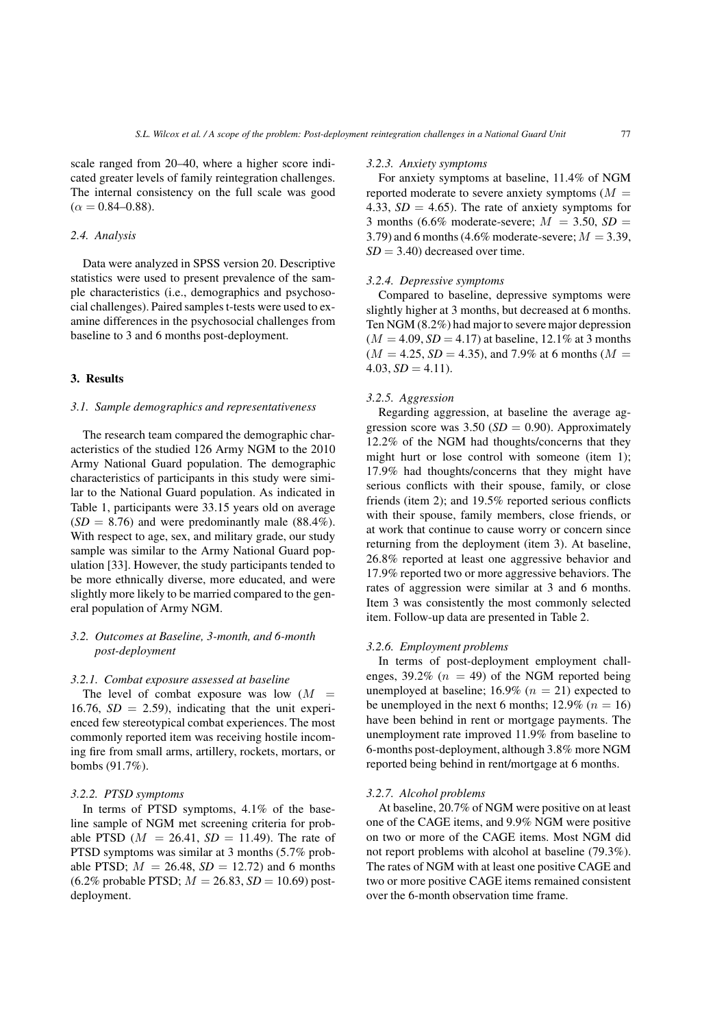scale ranged from 20–40, where a higher score indicated greater levels of family reintegration challenges. The internal consistency on the full scale was good ($\alpha = 0.84$–$0.88$).

### 2.4. Analysis

Data were analyzed in SPSS version 20. Descriptive statistics were used to present prevalence of the sample characteristics (i.e., demographics and psychosocial challenges). Paired samples t-tests were used to examine differences in the psychosocial challenges from baseline to 3 and 6 months post-deployment.

## 3. Results

### 3.1. Sample demographics and representativeness

The research team compared the demographic characteristics of the studied 126 Army NGM to the 2010 Army National Guard population. The demographic characteristics of participants in this study were similar to the National Guard population. As indicated in Table 1, participants were 33.15 years old on average ($SD = 8.76$) and were predominantly male (88.4%). With respect to age, sex, and military grade, our study sample was similar to the Army National Guard population [33]. However, the study participants tended to be more ethnically diverse, more educated, and were slightly more likely to be married compared to the general population of Army NGM.

### 3.2. Outcomes at Baseline, 3-month, and 6-month post-deployment

#### 3.2.1. Combat exposure assessed at baseline

The level of combat exposure was low ($M = 16.76$, $SD = 2.59$), indicating that the unit experienced few stereotypical combat experiences. The most commonly reported item was receiving hostile incoming fire from small arms, artillery, rockets, mortars, or bombs (91.7%).

#### 3.2.2. PTSD symptoms

In terms of PTSD symptoms, 4.1% of the baseline sample of NGM met screening criteria for probable PTSD ($M = 26.41$, $SD = 11.49$). The rate of PTSD symptoms was similar at 3 months (5.7% probable PTSD; $M = 26.48$, $SD = 12.72$) and 6 months (6.2% probable PTSD; $M = 26.83$, $SD = 10.69$) post-deployment.

#### 3.2.3. Anxiety symptoms

For anxiety symptoms at baseline, 11.4% of NGM reported moderate to severe anxiety symptoms ($M = 4.33$, $SD = 4.65$). The rate of anxiety symptoms for 3 months (6.6% moderate-severe; $M = 3.50$, $SD = 3.79$) and 6 months (4.6% moderate-severe; $M = 3.39$, $SD = 3.40$) decreased over time.

#### 3.2.4. Depressive symptoms

Compared to baseline, depressive symptoms were slightly higher at 3 months, but decreased at 6 months. Ten NGM (8.2%) had major to severe major depression ($M = 4.09$, $SD = 4.17$) at baseline, 12.1% at 3 months ($M = 4.25$, $SD = 4.35$), and 7.9% at 6 months ($M = 4.03$, $SD = 4.11$).

#### 3.2.5. Aggression

Regarding aggression, at baseline the average aggression score was 3.50 ($SD = 0.90$). Approximately 12.2% of the NGM had thoughts/concerns that they might hurt or lose control with someone (item 1); 17.9% had thoughts/concerns that they might have serious conflicts with their spouse, family, or close friends (item 2); and 19.5% reported serious conflicts with their spouse, family members, close friends, or at work that continue to cause worry or concern since returning from the deployment (item 3). At baseline, 26.8% reported at least one aggressive behavior and 17.9% reported two or more aggressive behaviors. The rates of aggression were similar at 3 and 6 months. Item 3 was consistently the most commonly selected item. Follow-up data are presented in Table 2.

#### 3.2.6. Employment problems

In terms of post-deployment employment challenges, 39.2% ($n = 49$) of the NGM reported being unemployed at baseline; 16.9% ($n = 21$) expected to be unemployed in the next 6 months; 12.9% ($n = 16$) have been behind in rent or mortgage payments. The unemployment rate improved 11.9% from baseline to 6-months post-deployment, although 3.8% more NGM reported being behind in rent/mortgage at 6 months.

#### 3.2.7. Alcohol problems

At baseline, 20.7% of NGM were positive on at least one of the CAGE items, and 9.9% NGM were positive on two or more of the CAGE items. Most NGM did not report problems with alcohol at baseline (79.3%). The rates of NGM with at least one positive CAGE and two or more positive CAGE items remained consistent over the 6-month observation time frame.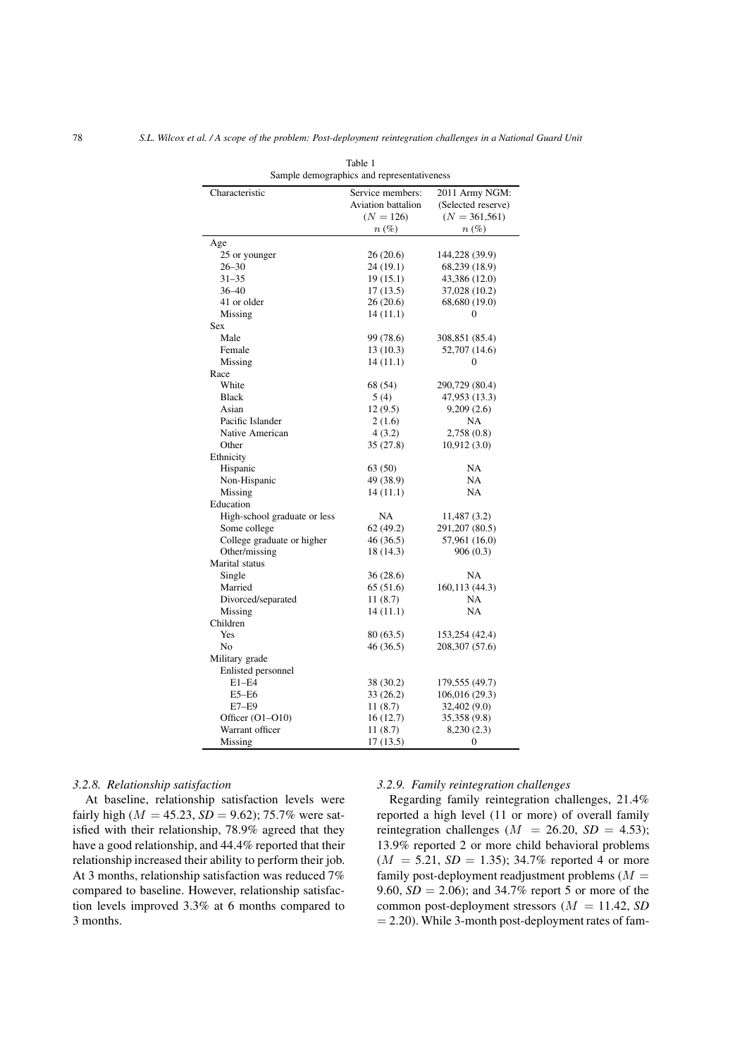Table 1
Sample demographics and representativeness

| Characteristic | Service members: Aviation battalion ($N = 126$) $n$ (%) | 2011 Army NGM: (Selected reserve) ($N = 361{,}561$) $n$ (%) |
|---|---|---|
| Age | | |
| 25 or younger | 26 (20.6) | 144,228 (39.9) |
| 26–30 | 24 (19.1) | 68,239 (18.9) |
| 31–35 | 19 (15.1) | 43,386 (12.0) |
| 36–40 | 17 (13.5) | 37,028 (10.2) |
| 41 or older | 26 (20.6) | 68,680 (19.0) |
| Missing | 14 (11.1) | 0 |
| Sex | | |
| Male | 99 (78.6) | 308,851 (85.4) |
| Female | 13 (10.3) | 52,707 (14.6) |
| Missing | 14 (11.1) | 0 |
| Race | | |
| White | 68 (54) | 290,729 (80.4) |
| Black | 5 (4) | 47,953 (13.3) |
| Asian | 12 (9.5) | 9,209 (2.6) |
| Pacific Islander | 2 (1.6) | NA |
| Native American | 4 (3.2) | 2,758 (0.8) |
| Other | 35 (27.8) | 10,912 (3.0) |
| Ethnicity | | |
| Hispanic | 63 (50) | NA |
| Non-Hispanic | 49 (38.9) | NA |
| Missing | 14 (11.1) | NA |
| Education | | |
| High-school graduate or less | NA | 11,487 (3.2) |
| Some college | 62 (49.2) | 291,207 (80.5) |
| College graduate or higher | 46 (36.5) | 57,961 (16.0) |
| Other/missing | 18 (14.3) | 906 (0.3) |
| Marital status | | |
| Single | 36 (28.6) | NA |
| Married | 65 (51.6) | 160,113 (44.3) |
| Divorced/separated | 11 (8.7) | NA |
| Missing | 14 (11.1) | NA |
| Children | | |
| Yes | 80 (63.5) | 153,254 (42.4) |
| No | 46 (36.5) | 208,307 (57.6) |
| Military grade | | |
| Enlisted personnel | | |
| E1–E4 | 38 (30.2) | 179,555 (49.7) |
| E5–E6 | 33 (26.2) | 106,016 (29.3) |
| E7–E9 | 11 (8.7) | 32,402 (9.0) |
| Officer (O1–O10) | 16 (12.7) | 35,358 (9.8) |
| Warrant officer | 11 (8.7) | 8,230 (2.3) |
| Missing | 17 (13.5) | 0 |

### 3.2.8. Relationship satisfaction

At baseline, relationship satisfaction levels were fairly high ($M = 45.23$, $SD = 9.62$); 75.7% were satisfied with their relationship, 78.9% agreed that they have a good relationship, and 44.4% reported that their relationship increased their ability to perform their job. At 3 months, relationship satisfaction was reduced 7% compared to baseline. However, relationship satisfaction levels improved 3.3% at 6 months compared to 3 months.

### 3.2.9. Family reintegration challenges

Regarding family reintegration challenges, 21.4% reported a high level (11 or more) of overall family reintegration challenges ($M = 26.20$, $SD = 4.53$); 13.9% reported 2 or more child behavioral problems ($M = 5.21$, $SD = 1.35$); 34.7% reported 4 or more family post-deployment readjustment problems ($M = 9.60$, $SD = 2.06$); and 34.7% report 5 or more of the common post-deployment stressors ($M = 11.42$, $SD = 2.20$). While 3-month post-deployment rates of fam-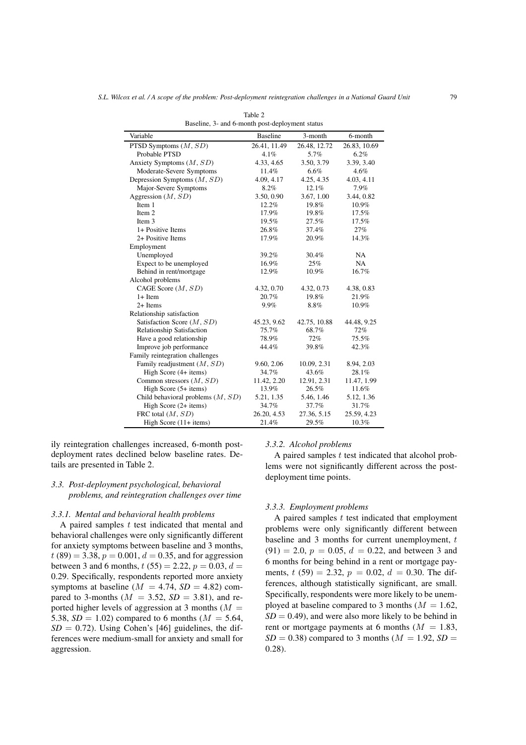Table 2
Baseline, 3- and 6-month post-deployment status

| Variable | Baseline | 3-month | 6-month |
|---|---|---|---|
| PTSD Symptoms ($M$, $SD$) | 26.41, 11.49 | 26.48, 12.72 | 26.83, 10.69 |
| Probable PTSD | 4.1% | 5.7% | 6.2% |
| Anxiety Symptoms ($M$, $SD$) | 4.33, 4.65 | 3.50, 3.79 | 3.39, 3.40 |
| Moderate-Severe Symptoms | 11.4% | 6.6% | 4.6% |
| Depression Symptoms ($M$, $SD$) | 4.09, 4.17 | 4.25, 4.35 | 4.03, 4.11 |
| Major-Severe Symptoms | 8.2% | 12.1% | 7.9% |
| Aggression ($M$, $SD$) | 3.50, 0.90 | 3.67, 1.00 | 3.44, 0.82 |
| Item 1 | 12.2% | 19.8% | 10.9% |
| Item 2 | 17.9% | 19.8% | 17.5% |
| Item 3 | 19.5% | 27.5% | 17.5% |
| 1+ Positive Items | 26.8% | 37.4% | 27% |
| 2+ Positive Items | 17.9% | 20.9% | 14.3% |
| Employment | | | |
| Unemployed | 39.2% | 30.4% | NA |
| Expect to be unemployed | 16.9% | 25% | NA |
| Behind in rent/mortgage | 12.9% | 10.9% | 16.7% |
| Alcohol problems | | | |
| CAGE Score ($M$, $SD$) | 4.32, 0.70 | 4.32, 0.73 | 4.38, 0.83 |
| 1+ Item | 20.7% | 19.8% | 21.9% |
| 2+ Items | 9.9% | 8.8% | 10.9% |
| Relationship satisfaction | | | |
| Satisfaction Score ($M$, $SD$) | 45.23, 9.62 | 42.75, 10.88 | 44.48, 9.25 |
| Relationship Satisfaction | 75.7% | 68.7% | 72% |
| Have a good relationship | 78.9% | 72% | 75.5% |
| Improve job performance | 44.4% | 39.8% | 42.3% |
| Family reintegration challenges | | | |
| Family readjustment ($M$, $SD$) | 9.60, 2.06 | 10.09, 2.31 | 8.94, 2.03 |
| High Score (4+ items) | 34.7% | 43.6% | 28.1% |
| Common stressors ($M$, $SD$) | 11.42, 2.20 | 12.91, 2.31 | 11.47, 1.99 |
| High Score (5+ items) | 13.9% | 26.5% | 11.6% |
| Child behavioral problems ($M$, $SD$) | 5.21, 1.35 | 5.46, 1.46 | 5.12, 1.36 |
| High Score (2+ items) | 34.7% | 37.7% | 31.7% |
| FRC total ($M$, $SD$) | 26.20, 4.53 | 27.36, 5.15 | 25.59, 4.23 |
| High Score (11+ items) | 21.4% | 29.5% | 10.3% |

ily reintegration challenges increased, 6-month post-deployment rates declined below baseline rates. Details are presented in Table 2.

### 3.3. Post-deployment psychological, behavioral problems, and reintegration challenges over time

#### 3.3.1. Mental and behavioral health problems

A paired samples $t$ test indicated that mental and behavioral challenges were only significantly different for anxiety symptoms between baseline and 3 months, $t\ (89) = 3.38$, $p = 0.001$, $d = 0.35$, and for aggression between 3 and 6 months, $t\ (55) = 2.22$, $p = 0.03$, $d = 0.29$. Specifically, respondents reported more anxiety symptoms at baseline ($M = 4.74$, $SD = 4.82$) compared to 3-months ($M = 3.52$, $SD = 3.81$), and reported higher levels of aggression at 3 months ($M = 5.38$, $SD = 1.02$) compared to 6 months ($M = 5.64$, $SD = 0.72$). Using Cohen's [46] guidelines, the differences were medium-small for anxiety and small for aggression.

#### 3.3.2. Alcohol problems

A paired samples $t$ test indicated that alcohol problems were not significantly different across the post-deployment time points.

#### 3.3.3. Employment problems

A paired samples $t$ test indicated that employment problems were only significantly different between baseline and 3 months for current unemployment, $t\ (91) = 2.0$, $p = 0.05$, $d = 0.22$, and between 3 and 6 months for being behind in a rent or mortgage payments, $t\ (59) = 2.32$, $p = 0.02$, $d = 0.30$. The differences, although statistically significant, are small. Specifically, respondents were more likely to be unemployed at baseline compared to 3 months ($M = 1.62$, $SD = 0.49$), and were also more likely to be behind in rent or mortgage payments at 6 months ($M = 1.83$, $SD = 0.38$) compared to 3 months ($M = 1.92$, $SD = 0.28$).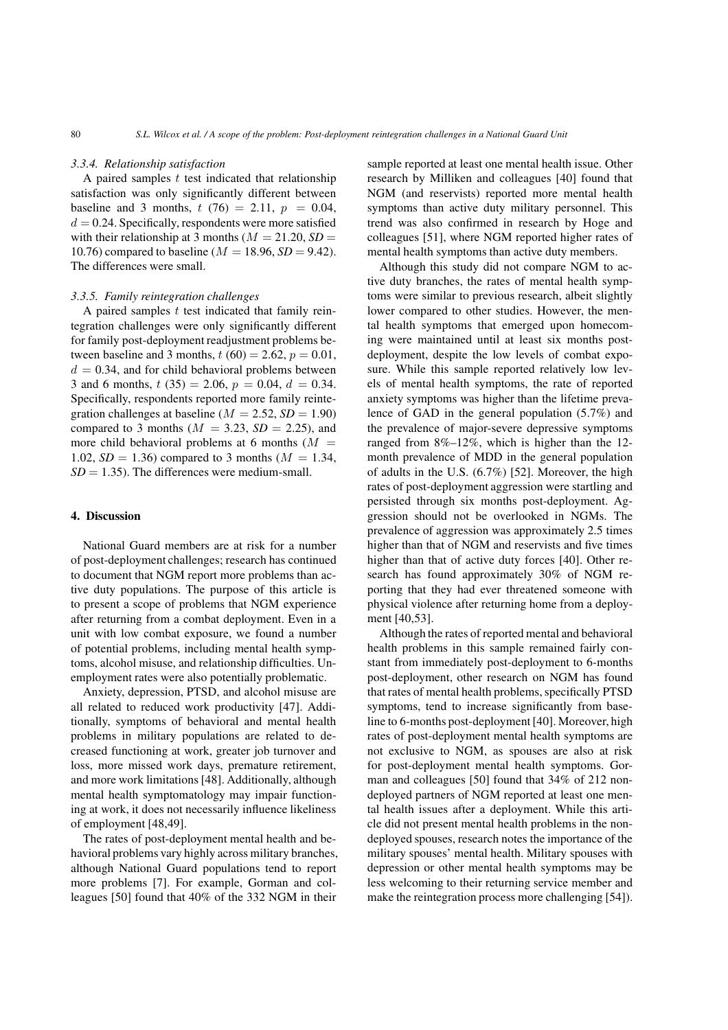#### 3.3.4. Relationship satisfaction

A paired samples $t$ test indicated that relationship satisfaction was only significantly different between baseline and 3 months, $t$ (76) = 2.11, $p$ = 0.04, $d = 0.24$. Specifically, respondents were more satisfied with their relationship at 3 months ($M = 21.20$, $SD =$ 10.76) compared to baseline ($M = 18.96$, $SD = 9.42$). The differences were small.

#### 3.3.5. Family reintegration challenges

A paired samples $t$ test indicated that family reintegration challenges were only significantly different for family post-deployment readjustment problems between baseline and 3 months, $t$ (60) = 2.62, $p = 0.01$, $d = 0.34$, and for child behavioral problems between 3 and 6 months, $t$ (35) = 2.06, $p = 0.04$, $d = 0.34$. Specifically, respondents reported more family reintegration challenges at baseline ($M = 2.52$, $SD = 1.90$) compared to 3 months ($M = 3.23$, $SD = 2.25$), and more child behavioral problems at 6 months ($M =$ 1.02, $SD = 1.36$) compared to 3 months ($M = 1.34$, $SD = 1.35$). The differences were medium-small.

## 4. Discussion

National Guard members are at risk for a number of post-deployment challenges; research has continued to document that NGM report more problems than active duty populations. The purpose of this article is to present a scope of problems that NGM experience after returning from a combat deployment. Even in a unit with low combat exposure, we found a number of potential problems, including mental health symptoms, alcohol misuse, and relationship difficulties. Unemployment rates were also potentially problematic.

Anxiety, depression, PTSD, and alcohol misuse are all related to reduced work productivity [47]. Additionally, symptoms of behavioral and mental health problems in military populations are related to decreased functioning at work, greater job turnover and loss, more missed work days, premature retirement, and more work limitations [48]. Additionally, although mental health symptomatology may impair functioning at work, it does not necessarily influence likeliness of employment [48,49].

The rates of post-deployment mental health and behavioral problems vary highly across military branches, although National Guard populations tend to report more problems [7]. For example, Gorman and colleagues [50] found that 40% of the 332 NGM in their sample reported at least one mental health issue. Other research by Milliken and colleagues [40] found that NGM (and reservists) reported more mental health symptoms than active duty military personnel. This trend was also confirmed in research by Hoge and colleagues [51], where NGM reported higher rates of mental health symptoms than active duty members.

Although this study did not compare NGM to active duty branches, the rates of mental health symptoms were similar to previous research, albeit slightly lower compared to other studies. However, the mental health symptoms that emerged upon homecoming were maintained until at least six months post-deployment, despite the low levels of combat exposure. While this sample reported relatively low levels of mental health symptoms, the rate of reported anxiety symptoms was higher than the lifetime prevalence of GAD in the general population (5.7%) and the prevalence of major-severe depressive symptoms ranged from 8%–12%, which is higher than the 12-month prevalence of MDD in the general population of adults in the U.S. (6.7%) [52]. Moreover, the high rates of post-deployment aggression were startling and persisted through six months post-deployment. Aggression should not be overlooked in NGMs. The prevalence of aggression was approximately 2.5 times higher than that of NGM and reservists and five times higher than that of active duty forces [40]. Other research has found approximately 30% of NGM reporting that they had ever threatened someone with physical violence after returning home from a deployment [40,53].

Although the rates of reported mental and behavioral health problems in this sample remained fairly constant from immediately post-deployment to 6-months post-deployment, other research on NGM has found that rates of mental health problems, specifically PTSD symptoms, tend to increase significantly from baseline to 6-months post-deployment [40]. Moreover, high rates of post-deployment mental health symptoms are not exclusive to NGM, as spouses are also at risk for post-deployment mental health symptoms. Gorman and colleagues [50] found that 34% of 212 non-deployed partners of NGM reported at least one mental health issues after a deployment. While this article did not present mental health problems in the non-deployed spouses, research notes the importance of the military spouses' mental health. Military spouses with depression or other mental health symptoms may be less welcoming to their returning service member and make the reintegration process more challenging [54]).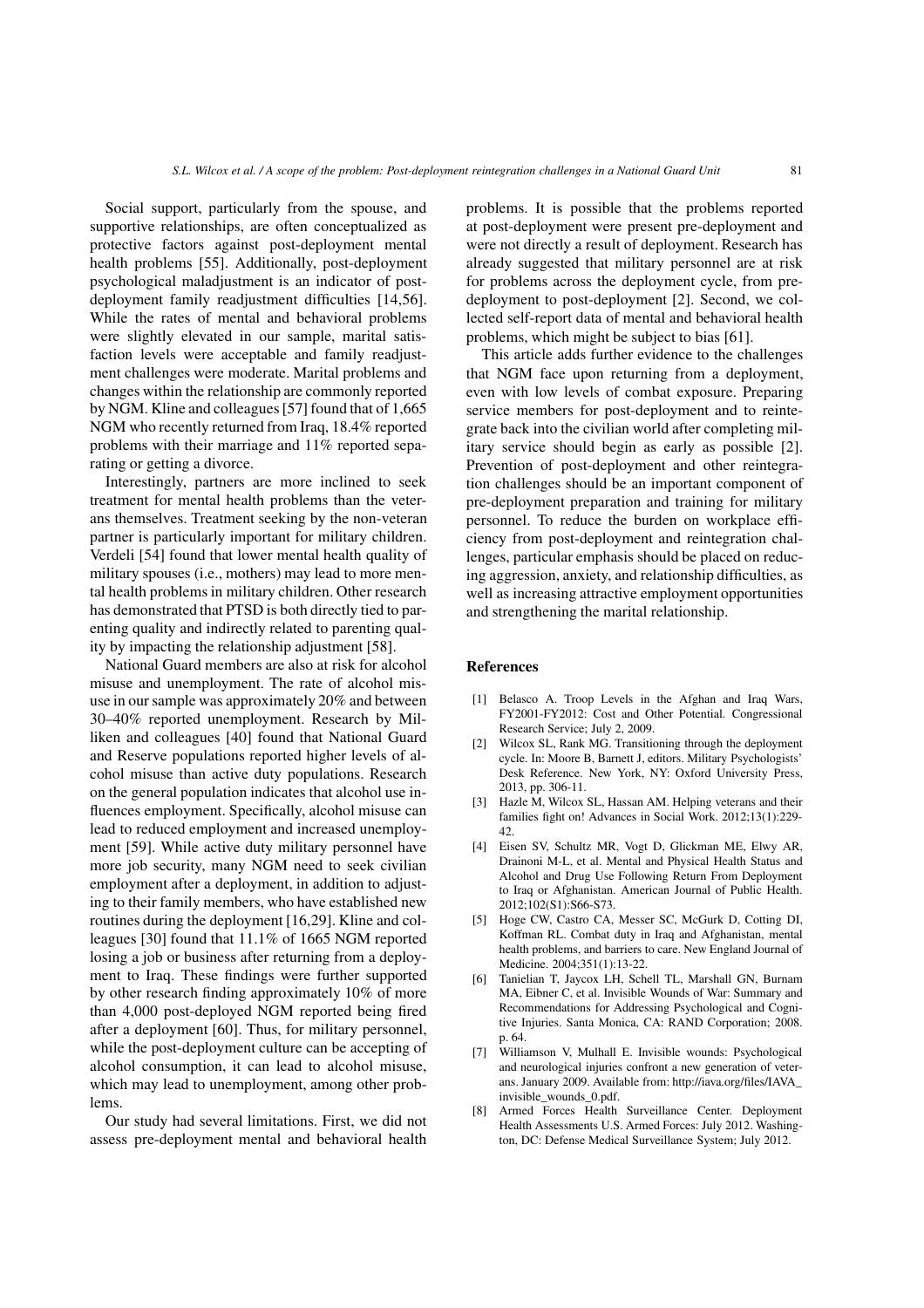Social support, particularly from the spouse, and supportive relationships, are often conceptualized as protective factors against post-deployment mental health problems [55]. Additionally, post-deployment psychological maladjustment is an indicator of post-deployment family readjustment difficulties [14,56]. While the rates of mental and behavioral problems were slightly elevated in our sample, marital satisfaction levels were acceptable and family readjustment challenges were moderate. Marital problems and changes within the relationship are commonly reported by NGM. Kline and colleagues [57] found that of 1,665 NGM who recently returned from Iraq, 18.4% reported problems with their marriage and 11% reported separating or getting a divorce.

Interestingly, partners are more inclined to seek treatment for mental health problems than the veterans themselves. Treatment seeking by the non-veteran partner is particularly important for military children. Verdeli [54] found that lower mental health quality of military spouses (i.e., mothers) may lead to more mental health problems in military children. Other research has demonstrated that PTSD is both directly tied to parenting quality and indirectly related to parenting quality by impacting the relationship adjustment [58].

National Guard members are also at risk for alcohol misuse and unemployment. The rate of alcohol misuse in our sample was approximately 20% and between 30–40% reported unemployment. Research by Milliken and colleagues [40] found that National Guard and Reserve populations reported higher levels of alcohol misuse than active duty populations. Research on the general population indicates that alcohol use influences employment. Specifically, alcohol misuse can lead to reduced employment and increased unemployment [59]. While active duty military personnel have more job security, many NGM need to seek civilian employment after a deployment, in addition to adjusting to their family members, who have established new routines during the deployment [16,29]. Kline and colleagues [30] found that 11.1% of 1665 NGM reported losing a job or business after returning from a deployment to Iraq. These findings were further supported by other research finding approximately 10% of more than 4,000 post-deployed NGM reported being fired after a deployment [60]. Thus, for military personnel, while the post-deployment culture can be accepting of alcohol consumption, it can lead to alcohol misuse, which may lead to unemployment, among other problems.

Our study had several limitations. First, we did not assess pre-deployment mental and behavioral health problems. It is possible that the problems reported at post-deployment were present pre-deployment and were not directly a result of deployment. Research has already suggested that military personnel are at risk for problems across the deployment cycle, from pre-deployment to post-deployment [2]. Second, we collected self-report data of mental and behavioral health problems, which might be subject to bias [61].

This article adds further evidence to the challenges that NGM face upon returning from a deployment, even with low levels of combat exposure. Preparing service members for post-deployment and to reintegrate back into the civilian world after completing military service should begin as early as possible [2]. Prevention of post-deployment and other reintegration challenges should be an important component of pre-deployment preparation and training for military personnel. To reduce the burden on workplace efficiency from post-deployment and reintegration challenges, particular emphasis should be placed on reducing aggression, anxiety, and relationship difficulties, as well as increasing attractive employment opportunities and strengthening the marital relationship.

## References

- [1] Belasco A. Troop Levels in the Afghan and Iraq Wars, FY2001-FY2012: Cost and Other Potential. Congressional Research Service; July 2, 2009.
- [2] Wilcox SL, Rank MG. Transitioning through the deployment cycle. In: Moore B, Barnett J, editors. Military Psychologists' Desk Reference. New York, NY: Oxford University Press, 2013, pp. 306-11.
- [3] Hazle M, Wilcox SL, Hassan AM. Helping veterans and their families fight on! Advances in Social Work. 2012;13(1):229-42.
- [4] Eisen SV, Schultz MR, Vogt D, Glickman ME, Elwy AR, Drainoni M-L, et al. Mental and Physical Health Status and Alcohol and Drug Use Following Return From Deployment to Iraq or Afghanistan. American Journal of Public Health. 2012;102(S1):S66-S73.
- [5] Hoge CW, Castro CA, Messer SC, McGurk D, Cotting DI, Koffman RL. Combat duty in Iraq and Afghanistan, mental health problems, and barriers to care. New England Journal of Medicine. 2004;351(1):13-22.
- [6] Tanielian T, Jaycox LH, Schell TL, Marshall GN, Burnam MA, Eibner C, et al. Invisible Wounds of War: Summary and Recommendations for Addressing Psychological and Cognitive Injuries. Santa Monica, CA: RAND Corporation; 2008. p. 64.
- [7] Williamson V, Mulhall E. Invisible wounds: Psychological and neurological injuries confront a new generation of veterans. January 2009. Available from: http://iava.org/files/IAVA_invisible_wounds_0.pdf.
- [8] Armed Forces Health Surveillance Center. Deployment Health Assessments U.S. Armed Forces: July 2012. Washington, DC: Defense Medical Surveillance System; July 2012.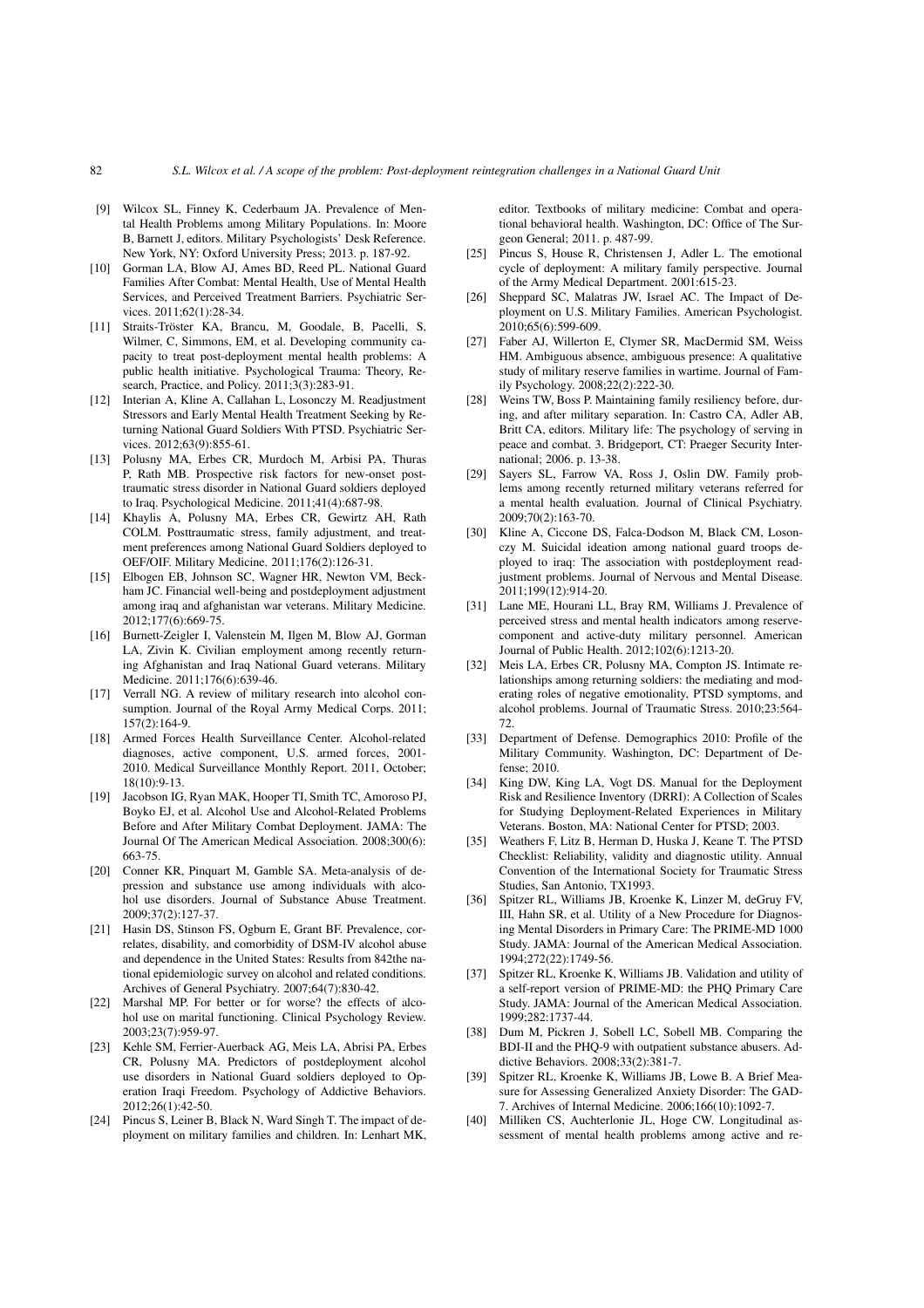[9] Wilcox SL, Finney K, Cederbaum JA. Prevalence of Mental Health Problems among Military Populations. In: Moore B, Barnett J, editors. Military Psychologists' Desk Reference. New York, NY: Oxford University Press; 2013. p. 187-92.

[10] Gorman LA, Blow AJ, Ames BD, Reed PL. National Guard Families After Combat: Mental Health, Use of Mental Health Services, and Perceived Treatment Barriers. Psychiatric Services. 2011;62(1):28-34.

[11] Straits-Tröster KA, Brancu, M, Goodale, B, Pacelli, S, Wilmer, C, Simmons, EM, et al. Developing community capacity to treat post-deployment mental health problems: A public health initiative. Psychological Trauma: Theory, Research, Practice, and Policy. 2011;3(3):283-91.

[12] Interian A, Kline A, Callahan L, Losonczy M. Readjustment Stressors and Early Mental Health Treatment Seeking by Returning National Guard Soldiers With PTSD. Psychiatric Services. 2012;63(9):855-61.

[13] Polusny MA, Erbes CR, Murdoch M, Arbisi PA, Thuras P, Rath MB. Prospective risk factors for new-onset posttraumatic stress disorder in National Guard soldiers deployed to Iraq. Psychological Medicine. 2011;41(4):687-98.

[14] Khaylis A, Polusny MA, Erbes CR, Gewirtz AH, Rath COLM. Posttraumatic stress, family adjustment, and treatment preferences among National Guard Soldiers deployed to OEF/OIF. Military Medicine. 2011;176(2):126-31.

[15] Elbogen EB, Johnson SC, Wagner HR, Newton VM, Beckham JC. Financial well-being and postdeployment adjustment among iraq and afghanistan war veterans. Military Medicine. 2012;177(6):669-75.

[16] Burnett-Zeigler I, Valenstein M, Ilgen M, Blow AJ, Gorman LA, Zivin K. Civilian employment among recently returning Afghanistan and Iraq National Guard veterans. Military Medicine. 2011;176(6):639-46.

[17] Verrall NG. A review of military research into alcohol consumption. Journal of the Royal Army Medical Corps. 2011; 157(2):164-9.

[18] Armed Forces Health Surveillance Center. Alcohol-related diagnoses, active component, U.S. armed forces, 2001-2010. Medical Surveillance Monthly Report. 2011, October; 18(10):9-13.

[19] Jacobson IG, Ryan MAK, Hooper TI, Smith TC, Amoroso PJ, Boyko EJ, et al. Alcohol Use and Alcohol-Related Problems Before and After Military Combat Deployment. JAMA: The Journal Of The American Medical Association. 2008;300(6): 663-75.

[20] Conner KR, Pinquart M, Gamble SA. Meta-analysis of depression and substance use among individuals with alcohol use disorders. Journal of Substance Abuse Treatment. 2009;37(2):127-37.

[21] Hasin DS, Stinson FS, Ogburn E, Grant BF. Prevalence, correlates, disability, and comorbidity of DSM-IV alcohol abuse and dependence in the United States: Results from 842the national epidemiologic survey on alcohol and related conditions. Archives of General Psychiatry. 2007;64(7):830-42.

[22] Marshal MP. For better or for worse? the effects of alcohol use on marital functioning. Clinical Psychology Review. 2003;23(7):959-97.

[23] Kehle SM, Ferrier-Auerback AG, Meis LA, Abrisi PA, Erbes CR, Polusny MA. Predictors of postdeployment alcohol use disorders in National Guard soldiers deployed to Operation Iraqi Freedom. Psychology of Addictive Behaviors. 2012;26(1):42-50.

[24] Pincus S, Leiner B, Black N, Ward Singh T. The impact of deployment on military families and children. In: Lenhart MK, editor. Textbooks of military medicine: Combat and operational behavioral health. Washington, DC: Office of The Surgeon General; 2011. p. 487-99.

[25] Pincus S, House R, Christensen J, Adler L. The emotional cycle of deployment: A military family perspective. Journal of the Army Medical Department. 2001:615-23.

[26] Sheppard SC, Malatras JW, Israel AC. The Impact of Deployment on U.S. Military Families. American Psychologist. 2010;65(6):599-609.

[27] Faber AJ, Willerton E, Clymer SR, MacDermid SM, Weiss HM. Ambiguous absence, ambiguous presence: A qualitative study of military reserve families in wartime. Journal of Family Psychology. 2008;22(2):222-30.

[28] Weins TW, Boss P. Maintaining family resiliency before, during, and after military separation. In: Castro CA, Adler AB, Britt CA, editors. Military life: The psychology of serving in peace and combat. 3. Bridgeport, CT: Praeger Security International; 2006. p. 13-38.

[29] Sayers SL, Farrow VA, Ross J, Oslin DW. Family problems among recently returned military veterans referred for a mental health evaluation. Journal of Clinical Psychiatry. 2009;70(2):163-70.

[30] Kline A, Ciccone DS, Falca-Dodson M, Black CM, Losonczy M. Suicidal ideation among national guard troops deployed to iraq: The association with postdeployment readjustment problems. Journal of Nervous and Mental Disease. 2011;199(12):914-20.

[31] Lane ME, Hourani LL, Bray RM, Williams J. Prevalence of perceived stress and mental health indicators among reserve-component and active-duty military personnel. American Journal of Public Health. 2012;102(6):1213-20.

[32] Meis LA, Erbes CR, Polusny MA, Compton JS. Intimate relationships among returning soldiers: the mediating and moderating roles of negative emotionality, PTSD symptoms, and alcohol problems. Journal of Traumatic Stress. 2010;23:564-72.

[33] Department of Defense. Demographics 2010: Profile of the Military Community. Washington, DC: Department of Defense; 2010.

[34] King DW, King LA, Vogt DS. Manual for the Deployment Risk and Resilience Inventory (DRRI): A Collection of Scales for Studying Deployment-Related Experiences in Military Veterans. Boston, MA: National Center for PTSD; 2003.

[35] Weathers F, Litz B, Herman D, Huska J, Keane T. The PTSD Checklist: Reliability, validity and diagnostic utility. Annual Convention of the International Society for Traumatic Stress Studies, San Antonio, TX1993.

[36] Spitzer RL, Williams JB, Kroenke K, Linzer M, deGruy FV, III, Hahn SR, et al. Utility of a New Procedure for Diagnosing Mental Disorders in Primary Care: The PRIME-MD 1000 Study. JAMA: Journal of the American Medical Association. 1994;272(22):1749-56.

[37] Spitzer RL, Kroenke K, Williams JB. Validation and utility of a self-report version of PRIME-MD: the PHQ Primary Care Study. JAMA: Journal of the American Medical Association. 1999;282:1737-44.

[38] Dum M, Pickren J, Sobell LC, Sobell MB. Comparing the BDI-II and the PHQ-9 with outpatient substance abusers. Addictive Behaviors. 2008;33(2):381-7.

[39] Spitzer RL, Kroenke K, Williams JB, Lowe B. A Brief Measure for Assessing Generalized Anxiety Disorder: The GAD-7. Archives of Internal Medicine. 2006;166(10):1092-7.

[40] Milliken CS, Auchterlonie JL, Hoge CW. Longitudinal assessment of mental health problems among active and re-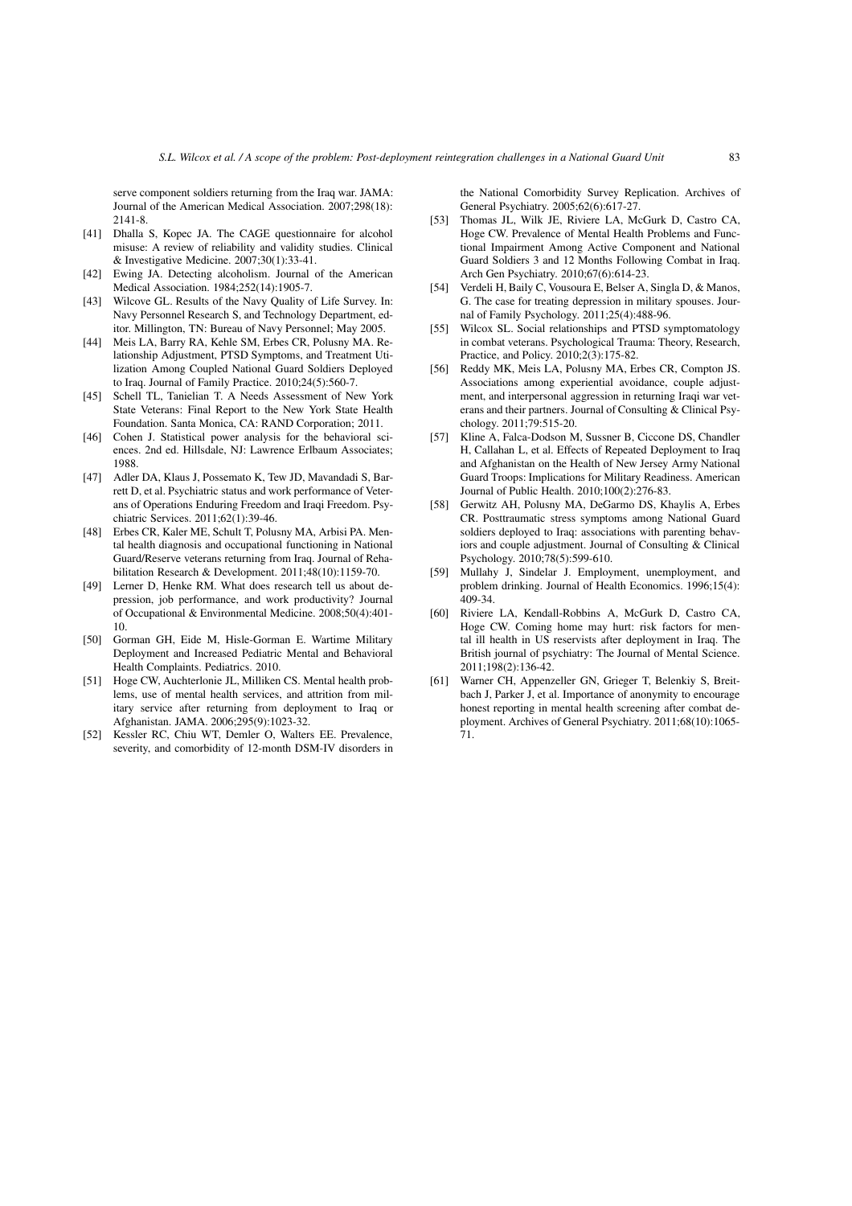serve component soldiers returning from the Iraq war. JAMA: Journal of the American Medical Association. 2007;298(18): 2141-8.

[41] Dhalla S, Kopec JA. The CAGE questionnaire for alcohol misuse: A review of reliability and validity studies. Clinical & Investigative Medicine. 2007;30(1):33-41.

[42] Ewing JA. Detecting alcoholism. Journal of the American Medical Association. 1984;252(14):1905-7.

[43] Wilcove GL. Results of the Navy Quality of Life Survey. In: Navy Personnel Research S, and Technology Department, editor. Millington, TN: Bureau of Navy Personnel; May 2005.

[44] Meis LA, Barry RA, Kehle SM, Erbes CR, Polusny MA. Relationship Adjustment, PTSD Symptoms, and Treatment Utilization Among Coupled National Guard Soldiers Deployed to Iraq. Journal of Family Practice. 2010;24(5):560-7.

[45] Schell TL, Tanielian T. A Needs Assessment of New York State Veterans: Final Report to the New York State Health Foundation. Santa Monica, CA: RAND Corporation; 2011.

[46] Cohen J. Statistical power analysis for the behavioral sciences. 2nd ed. Hillsdale, NJ: Lawrence Erlbaum Associates; 1988.

[47] Adler DA, Klaus J, Possemato K, Tew JD, Mavandadi S, Barrett D, et al. Psychiatric status and work performance of Veterans of Operations Enduring Freedom and Iraqi Freedom. Psychiatric Services. 2011;62(1):39-46.

[48] Erbes CR, Kaler ME, Schult T, Polusny MA, Arbisi PA. Mental health diagnosis and occupational functioning in National Guard/Reserve veterans returning from Iraq. Journal of Rehabilitation Research & Development. 2011;48(10):1159-70.

[49] Lerner D, Henke RM. What does research tell us about depression, job performance, and work productivity? Journal of Occupational & Environmental Medicine. 2008;50(4):401-10.

[50] Gorman GH, Eide M, Hisle-Gorman E. Wartime Military Deployment and Increased Pediatric Mental and Behavioral Health Complaints. Pediatrics. 2010.

[51] Hoge CW, Auchterlonie JL, Milliken CS. Mental health problems, use of mental health services, and attrition from military service after returning from deployment to Iraq or Afghanistan. JAMA. 2006;295(9):1023-32.

[52] Kessler RC, Chiu WT, Demler O, Walters EE. Prevalence, severity, and comorbidity of 12-month DSM-IV disorders in the National Comorbidity Survey Replication. Archives of General Psychiatry. 2005;62(6):617-27.

[53] Thomas JL, Wilk JE, Riviere LA, McGurk D, Castro CA, Hoge CW. Prevalence of Mental Health Problems and Functional Impairment Among Active Component and National Guard Soldiers 3 and 12 Months Following Combat in Iraq. Arch Gen Psychiatry. 2010;67(6):614-23.

[54] Verdeli H, Baily C, Vousoura E, Belser A, Singla D, & Manos, G. The case for treating depression in military spouses. Journal of Family Psychology. 2011;25(4):488-96.

[55] Wilcox SL. Social relationships and PTSD symptomatology in combat veterans. Psychological Trauma: Theory, Research, Practice, and Policy. 2010;2(3):175-82.

[56] Reddy MK, Meis LA, Polusny MA, Erbes CR, Compton JS. Associations among experiential avoidance, couple adjustment, and interpersonal aggression in returning Iraqi war veterans and their partners. Journal of Consulting & Clinical Psychology. 2011;79:515-20.

[57] Kline A, Falca-Dodson M, Sussner B, Ciccone DS, Chandler H, Callahan L, et al. Effects of Repeated Deployment to Iraq and Afghanistan on the Health of New Jersey Army National Guard Troops: Implications for Military Readiness. American Journal of Public Health. 2010;100(2):276-83.

[58] Gerwitz AH, Polusny MA, DeGarmo DS, Khaylis A, Erbes CR. Posttraumatic stress symptoms among National Guard soldiers deployed to Iraq: associations with parenting behaviors and couple adjustment. Journal of Consulting & Clinical Psychology. 2010;78(5):599-610.

[59] Mullahy J, Sindelar J. Employment, unemployment, and problem drinking. Journal of Health Economics. 1996;15(4): 409-34.

[60] Riviere LA, Kendall-Robbins A, McGurk D, Castro CA, Hoge CW. Coming home may hurt: risk factors for mental ill health in US reservists after deployment in Iraq. The British journal of psychiatry: The Journal of Mental Science. 2011;198(2):136-42.

[61] Warner CH, Appenzeller GN, Grieger T, Belenkiy S, Breitbach J, Parker J, et al. Importance of anonymity to encourage honest reporting in mental health screening after combat deployment. Archives of General Psychiatry. 2011;68(10):1065-71.